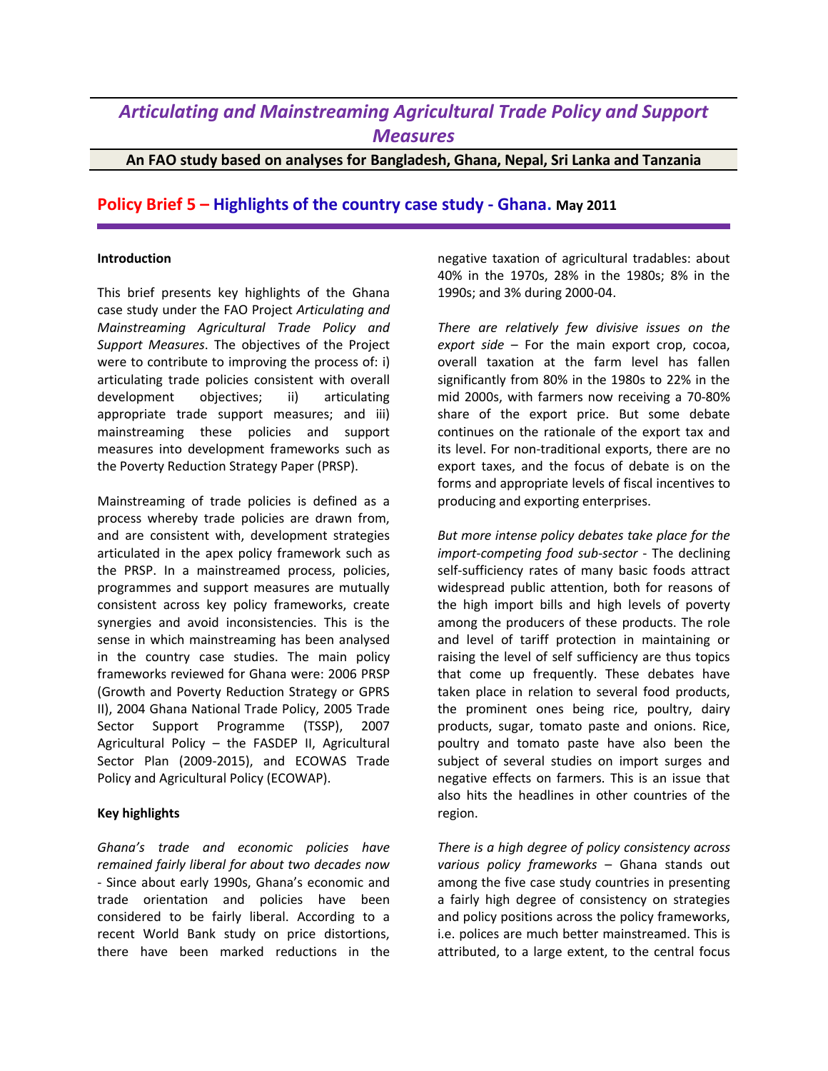# *Articulating and Mainstreaming Agricultural Trade Policy and Support Measures*

**An FAO study based on analyses for Bangladesh, Ghana, Nepal, Sri Lanka and Tanzania**

## Policy Brief 5 – Highlights of the country case study - Ghana. May 2011

**Introduction**

This brief presents key highlights of the Ghana case study under the FAO Project *Articulating and Mainstreaming Agricultural Trade Policy and Support Measures*. The objectives of the Project were to contribute to improving the process of: i) articulating trade policies consistent with overall development objectives; ii) articulating appropriate trade support measures; and iii) mainstreaming these policies and support measures into development frameworks such as the Poverty Reduction Strategy Paper (PRSP).

Mainstreaming of trade policies is defined as a process whereby trade policies are drawn from, and are consistent with, development strategies articulated in the apex policy framework such as the PRSP. In a mainstreamed process, policies, programmes and support measures are mutually consistent across key policy frameworks, create synergies and avoid inconsistencies. This is the sense in which mainstreaming has been analysed in the country case studies. The main policy frameworks reviewed for Ghana were: 2006 PRSP (Growth and Poverty Reduction Strategy or GPRS II), 2004 Ghana National Trade Policy, 2005 Trade Sector Support Programme (TSSP), 2007 Agricultural Policy – the FASDEP II, Agricultural Sector Plan (2009-2015), and ECOWAS Trade Policy and Agricultural Policy (ECOWAP).

**Key highlights**

*Ghana's trade and economic policies have remained fairly liberal for about two decades now* - Since about early 1990s, Ghana's economic and trade orientation and policies have been considered to be fairly liberal. According to a recent World Bank study on price distortions, there have been marked reductions in the negative taxation of agricultural tradables: about 40% in the 1970s, 28% in the 1980s; 8% in the 1990s; and 3% during 2000-04.

*There are relatively few divisive issues on the export side* – For the main export crop, cocoa, overall taxation at the farm level has fallen significantly from 80% in the 1980s to 22% in the mid 2000s, with farmers now receiving a 70-80% share of the export price. But some debate continues on the rationale of the export tax and its level. For non-traditional exports, there are no export taxes, and the focus of debate is on the forms and appropriate levels of fiscal incentives to producing and exporting enterprises.

*But more intense policy debates take place for the import-competing food sub-sector* - The declining self-sufficiency rates of many basic foods attract widespread public attention, both for reasons of the high import bills and high levels of poverty among the producers of these products. The role and level of tariff protection in maintaining or raising the level of self sufficiency are thus topics that come up frequently. These debates have taken place in relation to several food products, the prominent ones being rice, poultry, dairy products, sugar, tomato paste and onions. Rice, poultry and tomato paste have also been the subject of several studies on import surges and negative effects on farmers. This is an issue that also hits the headlines in other countries of the region.

*There is a high degree of policy consistency across various policy frameworks* – Ghana stands out among the five case study countries in presenting a fairly high degree of consistency on strategies and policy positions across the policy frameworks, i.e. polices are much better mainstreamed. This is attributed, to a large extent, to the central focus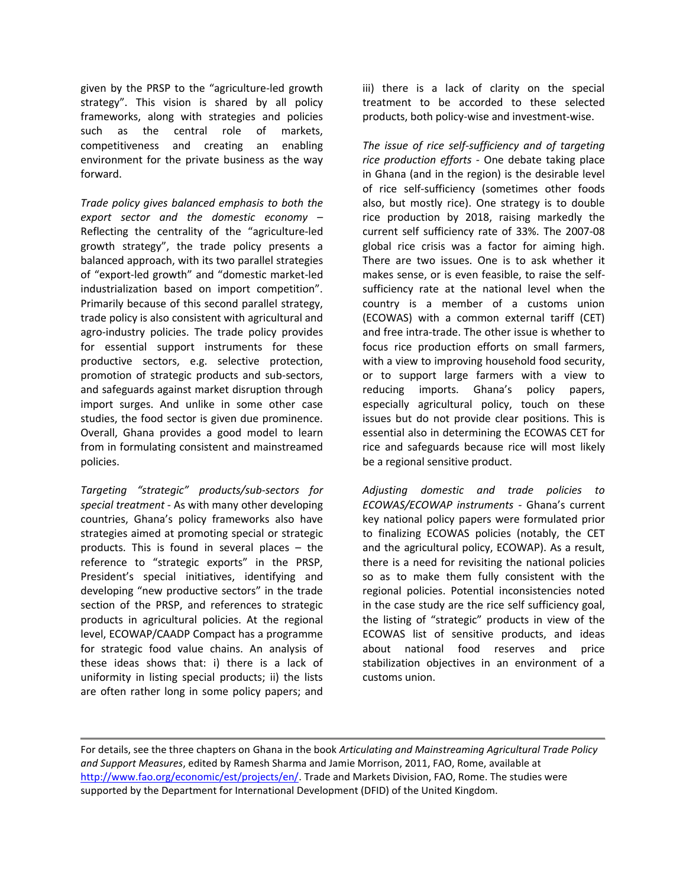given by the PRSP to the "agriculture-led growth strategy". This vision is shared by all policy frameworks, along with strategies and policies such as the central role of markets, competitiveness and creating an enabling environment for the private business as the way forward.

*Trade policy gives balanced emphasis to both the export sector and the domestic economy* – Reflecting the centrality of the "agriculture-led growth strategy", the trade policy presents a balanced approach, with its two parallel strategies of "export-led growth" and "domestic market-led industrialization based on import competition". Primarily because of this second parallel strategy, trade policy is also consistent with agricultural and agro-industry policies. The trade policy provides for essential support instruments for these productive sectors, e.g. selective protection, promotion of strategic products and sub-sectors, and safeguards against market disruption through import surges. And unlike in some other case studies, the food sector is given due prominence. Overall, Ghana provides a good model to learn from in formulating consistent and mainstreamed policies.

*Targeting "strategic" products/sub-sectors for special treatment* - As with many other developing countries, Ghana's policy frameworks also have strategies aimed at promoting special or strategic products. This is found in several places – the reference to "strategic exports" in the PRSP, President's special initiatives, identifying and developing "new productive sectors" in the trade section of the PRSP, and references to strategic products in agricultural policies. At the regional level, ECOWAP/CAADP Compact has a programme for strategic food value chains. An analysis of these ideas shows that: i) there is a lack of uniformity in listing special products; ii) the lists are often rather long in some policy papers; and iii) there is a lack of clarity on the special treatment to be accorded to these selected products, both policy-wise and investment-wise.

*The issue of rice self-sufficiency and of targeting rice production efforts* - One debate taking place in Ghana (and in the region) is the desirable level of rice self-sufficiency (sometimes other foods also, but mostly rice). One strategy is to double rice production by 2018, raising markedly the current self sufficiency rate of 33%. The 2007-08 global rice crisis was a factor for aiming high. There are two issues. One is to ask whether it makes sense, or is even feasible, to raise the self-sufficiency rate at the national level when the country is a member of a customs union (ECOWAS) with a common external tariff (CET) and free intra-trade. The other issue is whether to focus rice production efforts on small farmers, with a view to improving household food security, or to support large farmers with a view to reducing imports. Ghana's policy papers, especially agricultural policy, touch on these issues but do not provide clear positions. This is essential also in determining the ECOWAS CET for rice and safeguards because rice will most likely be a regional sensitive product.

*Adjusting domestic and trade policies to ECOWAS/ECOWAP instruments* - Ghana's current key national policy papers were formulated prior to finalizing ECOWAS policies (notably, the CET and the agricultural policy, ECOWAP). As a result, there is a need for revisiting the national policies so as to make them fully consistent with the regional policies. Potential inconsistencies noted in the case study are the rice self sufficiency goal, the listing of "strategic" products in view of the ECOWAS list of sensitive products, and ideas about national food reserves and price stabilization objectives in an environment of a customs union.

---

For details, see the three chapters on Ghana in the book *Articulating and Mainstreaming Agricultural Trade Policy and Support Measures*, edited by Ramesh Sharma and Jamie Morrison, 2011, FAO, Rome, available at http://www.fao.org/economic/est/projects/en/. Trade and Markets Division, FAO, Rome. The studies were supported by the Department for International Development (DFID) of the United Kingdom.